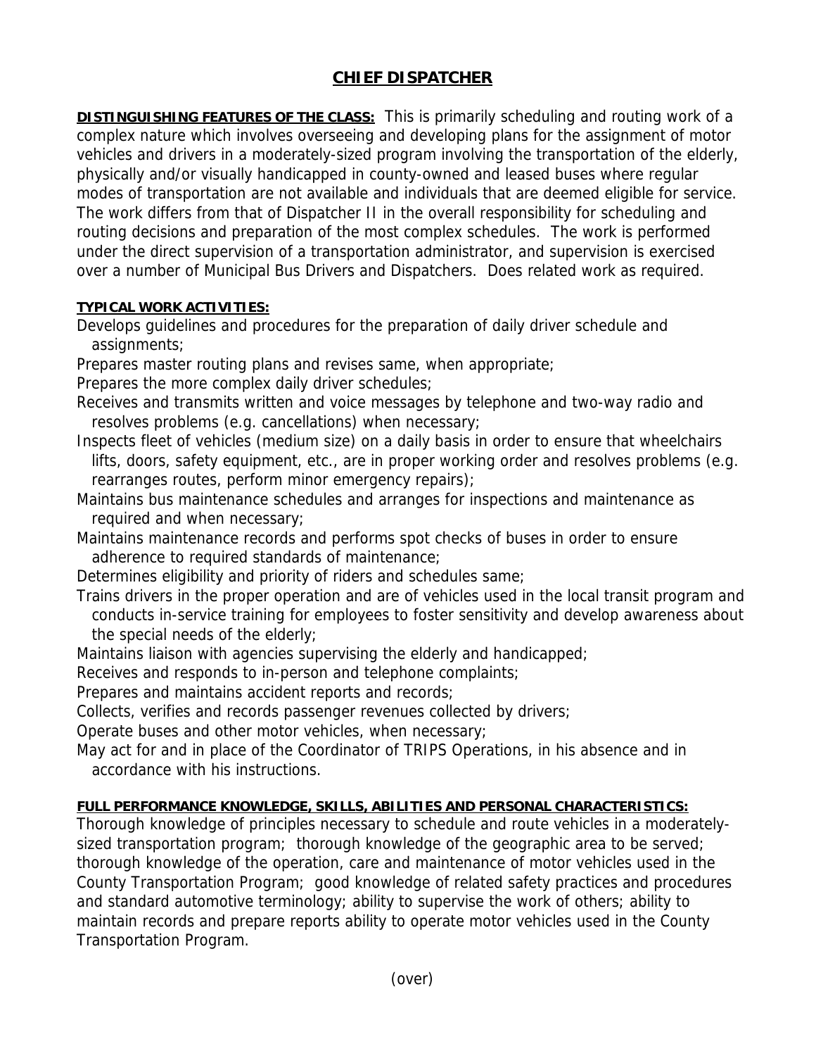# CHIEF DISPATCHER

**DISTINGUISHING FEATURES OF THE CLASS:** This is primarily scheduling and routing work of a complex nature which involves overseeing and developing plans for the assignment of motor vehicles and drivers in a moderately-sized program involving the transportation of the elderly, physically and/or visually handicapped in county-owned and leased buses where regular modes of transportation are not available and individuals that are deemed eligible for service. The work differs from that of Dispatcher II in the overall responsibility for scheduling and routing decisions and preparation of the most complex schedules. The work is performed under the direct supervision of a transportation administrator, and supervision is exercised over a number of Municipal Bus Drivers and Dispatchers. Does related work as required.

**TYPICAL WORK ACTIVITIES:**

Develops guidelines and procedures for the preparation of daily driver schedule and assignments;

Prepares master routing plans and revises same, when appropriate;

Prepares the more complex daily driver schedules;

Receives and transmits written and voice messages by telephone and two-way radio and resolves problems (e.g. cancellations) when necessary;

Inspects fleet of vehicles (medium size) on a daily basis in order to ensure that wheelchairs lifts, doors, safety equipment, etc., are in proper working order and resolves problems (e.g. rearranges routes, perform minor emergency repairs);

Maintains bus maintenance schedules and arranges for inspections and maintenance as required and when necessary;

Maintains maintenance records and performs spot checks of buses in order to ensure adherence to required standards of maintenance;

Determines eligibility and priority of riders and schedules same;

Trains drivers in the proper operation and are of vehicles used in the local transit program and conducts in-service training for employees to foster sensitivity and develop awareness about the special needs of the elderly;

Maintains liaison with agencies supervising the elderly and handicapped;

Receives and responds to in-person and telephone complaints;

Prepares and maintains accident reports and records;

Collects, verifies and records passenger revenues collected by drivers;

Operate buses and other motor vehicles, when necessary;

May act for and in place of the Coordinator of TRIPS Operations, in his absence and in accordance with his instructions.

**FULL PERFORMANCE KNOWLEDGE, SKILLS, ABILITIES AND PERSONAL CHARACTERISTICS:**

Thorough knowledge of principles necessary to schedule and route vehicles in a moderately-sized transportation program; thorough knowledge of the geographic area to be served; thorough knowledge of the operation, care and maintenance of motor vehicles used in the County Transportation Program; good knowledge of related safety practices and procedures and standard automotive terminology; ability to supervise the work of others; ability to maintain records and prepare reports ability to operate motor vehicles used in the County Transportation Program.

(over)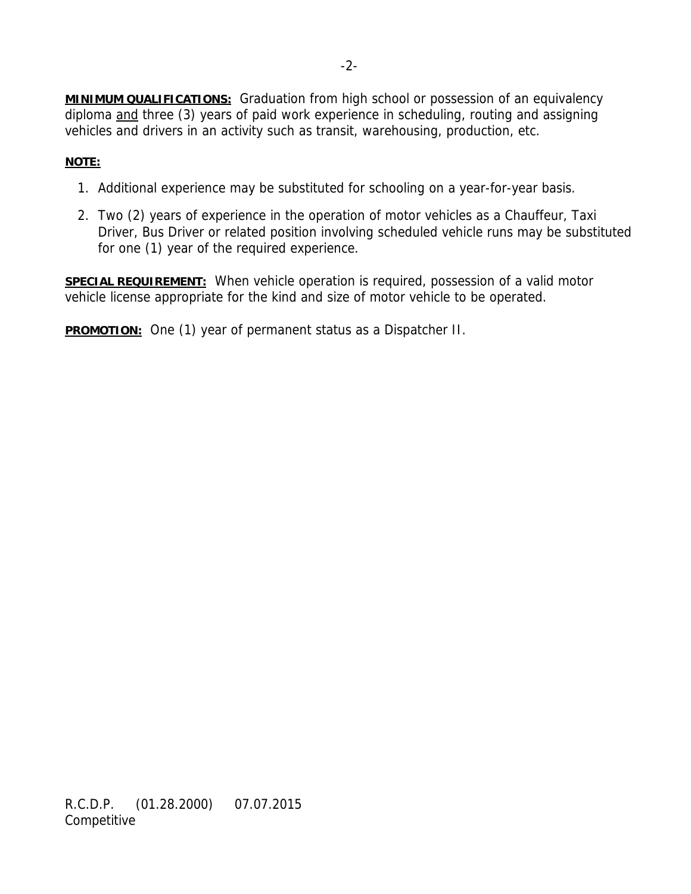**MINIMUM QUALIFICATIONS:** Graduation from high school or possession of an equivalency diploma and three (3) years of paid work experience in scheduling, routing and assigning vehicles and drivers in an activity such as transit, warehousing, production, etc.

**NOTE:**

1. Additional experience may be substituted for schooling on a year-for-year basis.
2. Two (2) years of experience in the operation of motor vehicles as a Chauffeur, Taxi Driver, Bus Driver or related position involving scheduled vehicle runs may be substituted for one (1) year of the required experience.

**SPECIAL REQUIREMENT:** When vehicle operation is required, possession of a valid motor vehicle license appropriate for the kind and size of motor vehicle to be operated.

**PROMOTION:** One (1) year of permanent status as a Dispatcher II.

R.C.D.P. (01.28.2000) 07.07.2015
Competitive